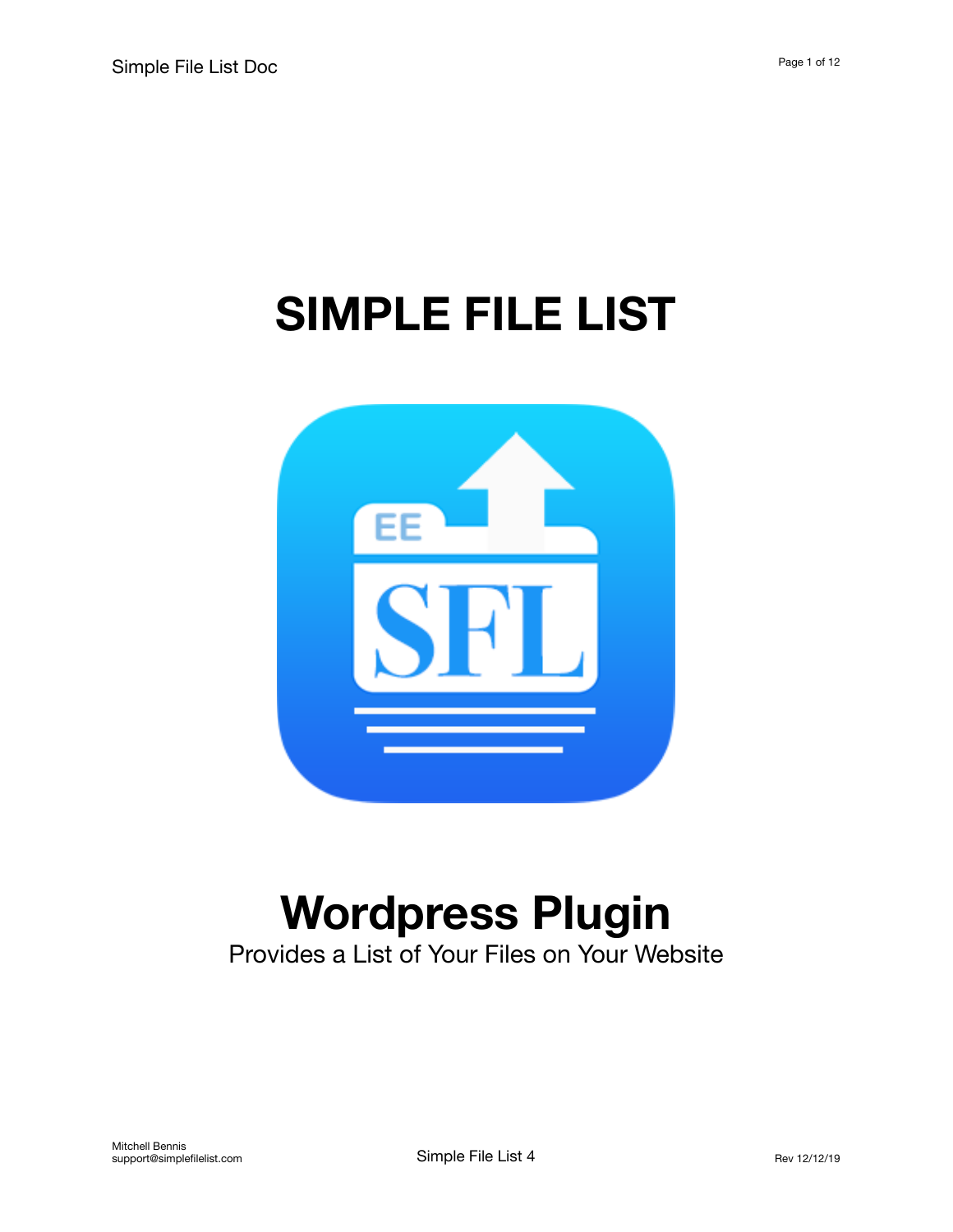# SIMPLE FILE LIST

# Wordpress Plugin

Provides a List of Your Files on Your Website

Mitchell Bennis
support@simplefilelist.com

Simple File List 4

Rev 12/12/19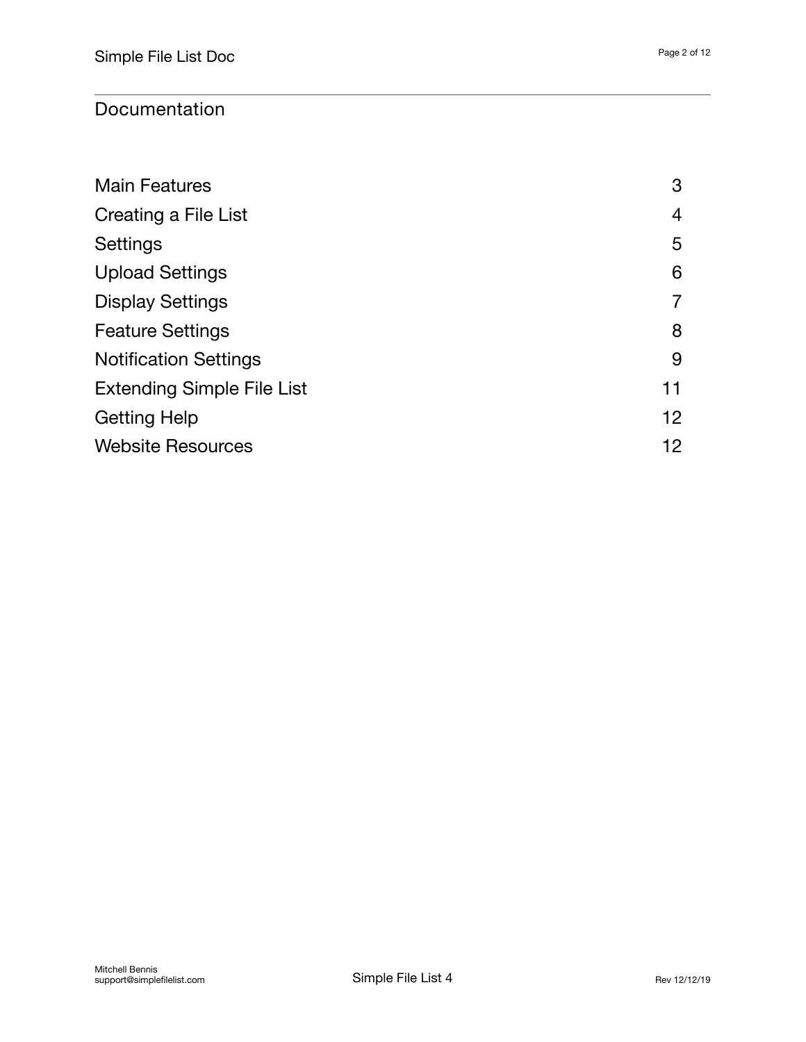## Documentation

| | |
| --- | --- |
| Main Features | 3 |
| Creating a File List | 4 |
| Settings | 5 |
| Upload Settings | 6 |
| Display Settings | 7 |
| Feature Settings | 8 |
| Notification Settings | 9 |
| Extending Simple File List | 11 |
| Getting Help | 12 |
| Website Resources | 12 |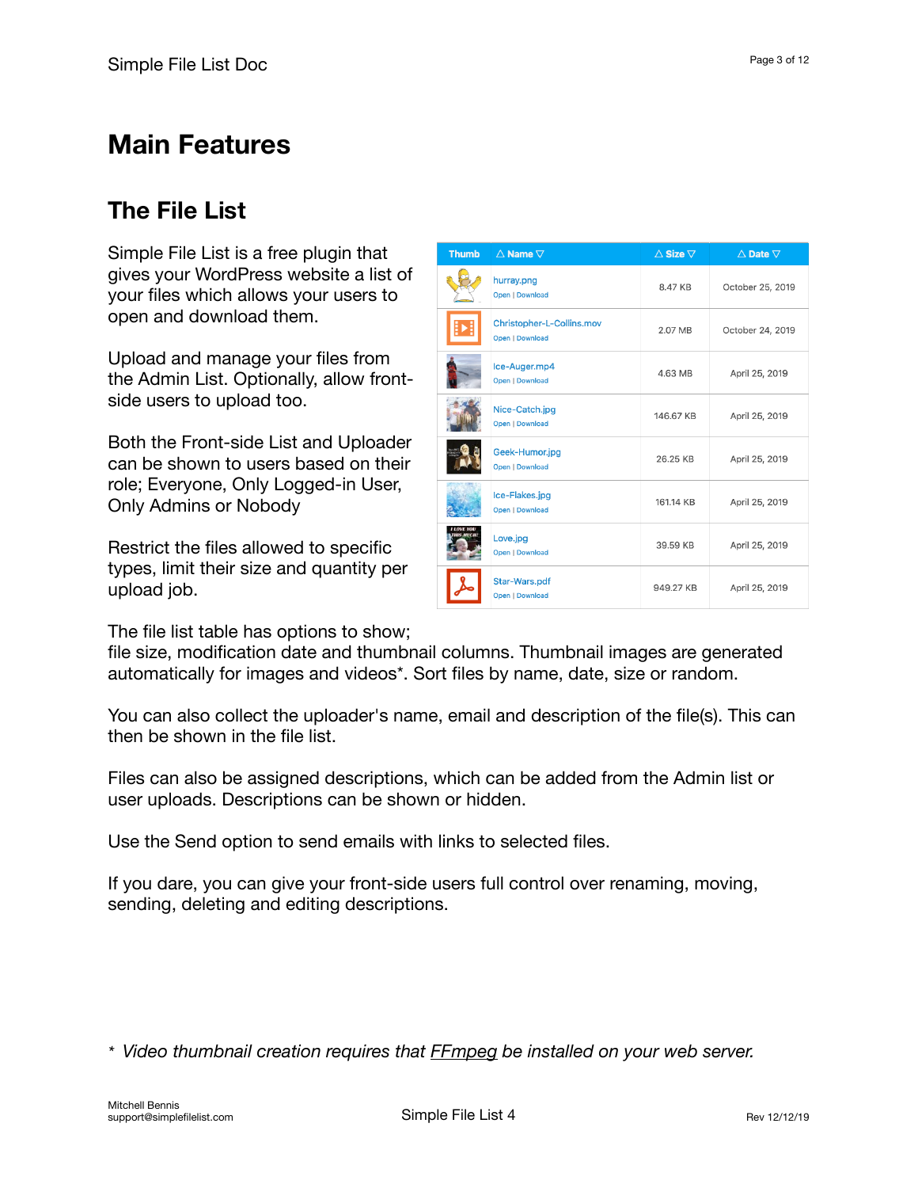# Main Features

## The File List

Simple File List is a free plugin that gives your WordPress website a list of your files which allows your users to open and download them.

Upload and manage your files from the Admin List. Optionally, allow front-side users to upload too.

Both the Front-side List and Uploader can be shown to users based on their role; Everyone, Only Logged-in User, Only Admins or Nobody

Restrict the files allowed to specific types, limit their size and quantity per upload job.

| Thumb | △ Name ▽ | △ Size ▽ | △ Date ▽ |
|---|---|---|---|
| | hurray.png<br>Open \| Download | 8.47 KB | October 25, 2019 |
| | Christopher-L-Collins.mov<br>Open \| Download | 2.07 MB | October 24, 2019 |
| | Ice-Auger.mp4<br>Open \| Download | 4.63 MB | April 25, 2019 |
| | Nice-Catch.jpg<br>Open \| Download | 146.67 KB | April 25, 2019 |
| | Geek-Humor.jpg<br>Open \| Download | 26.25 KB | April 25, 2019 |
| | Ice-Flakes.jpg<br>Open \| Download | 161.14 KB | April 25, 2019 |
| | Love.jpg<br>Open \| Download | 39.59 KB | April 25, 2019 |
| | Star-Wars.pdf<br>Open \| Download | 949.27 KB | April 25, 2019 |

The file list table has options to show; file size, modification date and thumbnail columns. Thumbnail images are generated automatically for images and videos*. Sort files by name, date, size or random.

You can also collect the uploader's name, email and description of the file(s). This can then be shown in the file list.

Files can also be assigned descriptions, which can be added from the Admin list or user uploads. Descriptions can be shown or hidden.

Use the Send option to send emails with links to selected files.

If you dare, you can give your front-side users full control over renaming, moving, sending, deleting and editing descriptions.

\* *Video thumbnail creation requires that FFmpeg be installed on your web server.*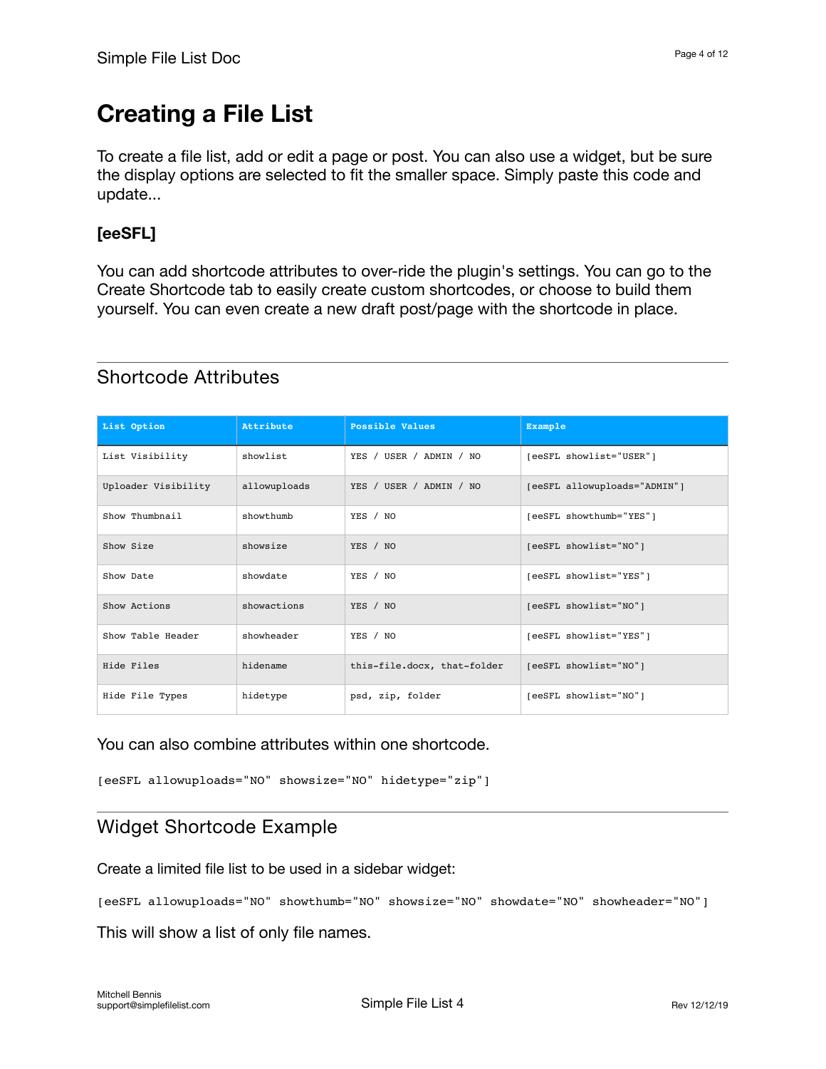# Creating a File List

To create a file list, add or edit a page or post. You can also use a widget, but be sure the display options are selected to fit the smaller space. Simply paste this code and update...

**[eeSFL]**

You can add shortcode attributes to over-ride the plugin's settings. You can go to the Create Shortcode tab to easily create custom shortcodes, or choose to build them yourself. You can even create a new draft post/page with the shortcode in place.

## Shortcode Attributes

| List Option | Attribute | Possible Values | Example |
|---|---|---|---|
| List Visibility | showlist | YES / USER / ADMIN / NO | [eeSFL showlist="USER"] |
| Uploader Visibility | allowuploads | YES / USER / ADMIN / NO | [eeSFL allowuploads="ADMIN"] |
| Show Thumbnail | showthumb | YES / NO | [eeSFL showthumb="YES"] |
| Show Size | showsize | YES / NO | [eeSFL showlist="NO"] |
| Show Date | showdate | YES / NO | [eeSFL showlist="YES"] |
| Show Actions | showactions | YES / NO | [eeSFL showlist="NO"] |
| Show Table Header | showheader | YES / NO | [eeSFL showlist="YES"] |
| Hide Files | hidename | this-file.docx, that-folder | [eeSFL showlist="NO"] |
| Hide File Types | hidetype | psd, zip, folder | [eeSFL showlist="NO"] |

You can also combine attributes within one shortcode.

```
[eeSFL allowuploads="NO" showsize="NO" hidetype="zip"]
```

## Widget Shortcode Example

Create a limited file list to be used in a sidebar widget:

```
[eeSFL allowuploads="NO" showthumb="NO" showsize="NO" showdate="NO" showheader="NO"]
```

This will show a list of only file names.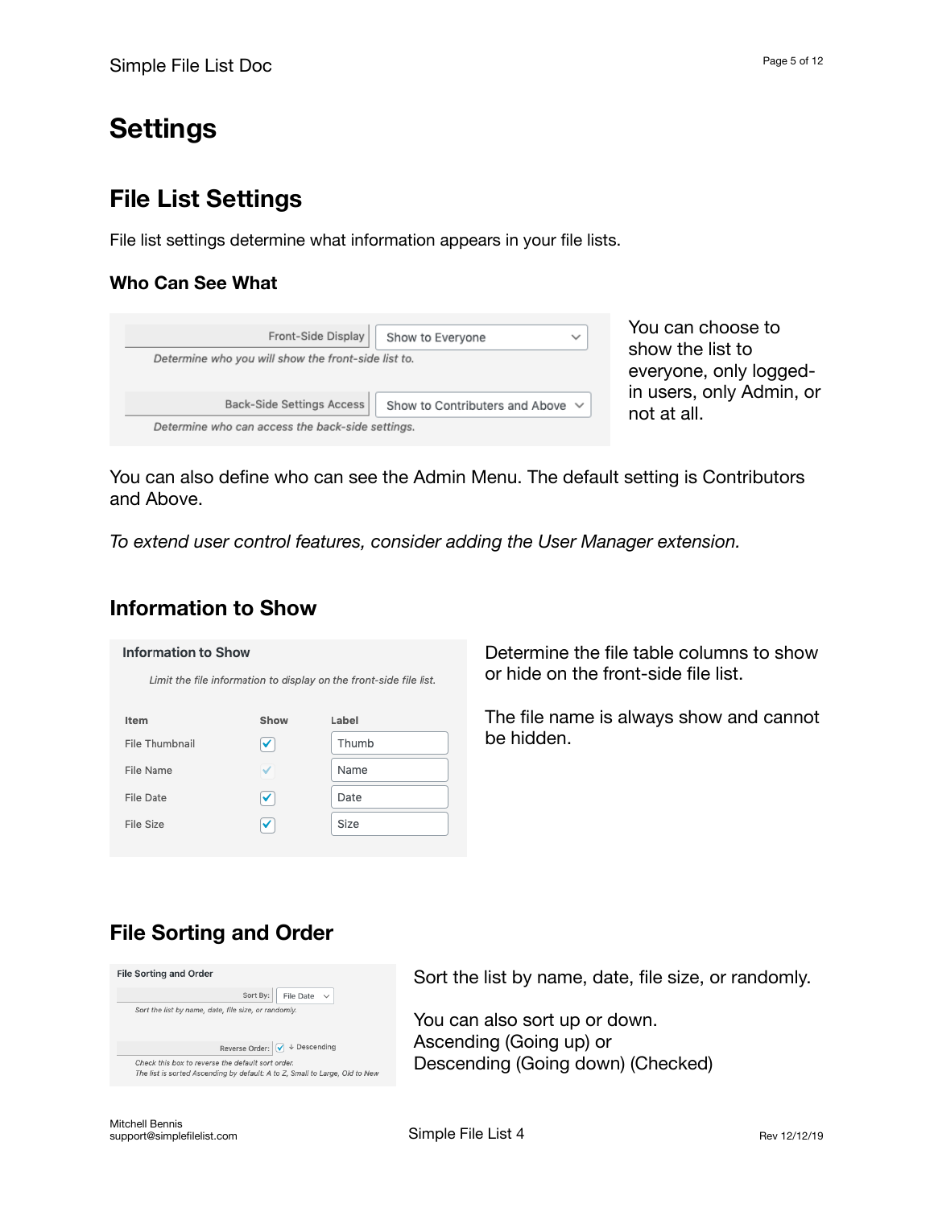# Settings

## File List Settings

File list settings determine what information appears in your file lists.

### Who Can See What

Front-Side Display: Show to Everyone

*Determine who you will show the front-side list to.*

Back-Side Settings Access: Show to Contributers and Above

*Determine who can access the back-side settings.*

You can choose to show the list to everyone, only logged-in users, only Admin, or not at all.

You can also define who can see the Admin Menu. The default setting is Contributors and Above.

*To extend user control features, consider adding the User Manager extension.*

## Information to Show

**Information to Show**

*Limit the file information to display on the front-side file list.*

| Item | Show | Label |
|---|---|---|
| File Thumbnail | ✓ | Thumb |
| File Name | ✓ | Name |
| File Date | ✓ | Date |
| File Size | ✓ | Size |

Determine the file table columns to show or hide on the front-side file list.

The file name is always show and cannot be hidden.

## File Sorting and Order

**File Sorting and Order**

Sort By: File Date

*Sort the list by name, date, file size, or randomly.*

Reverse Order: ✓ ↓ Descending

*Check this box to reverse the default sort order.*
*The list is sorted Ascending by default: A to Z, Small to Large, Old to New*

Sort the list by name, date, file size, or randomly.

You can also sort up or down.
Ascending (Going up) or
Descending (Going down) (Checked)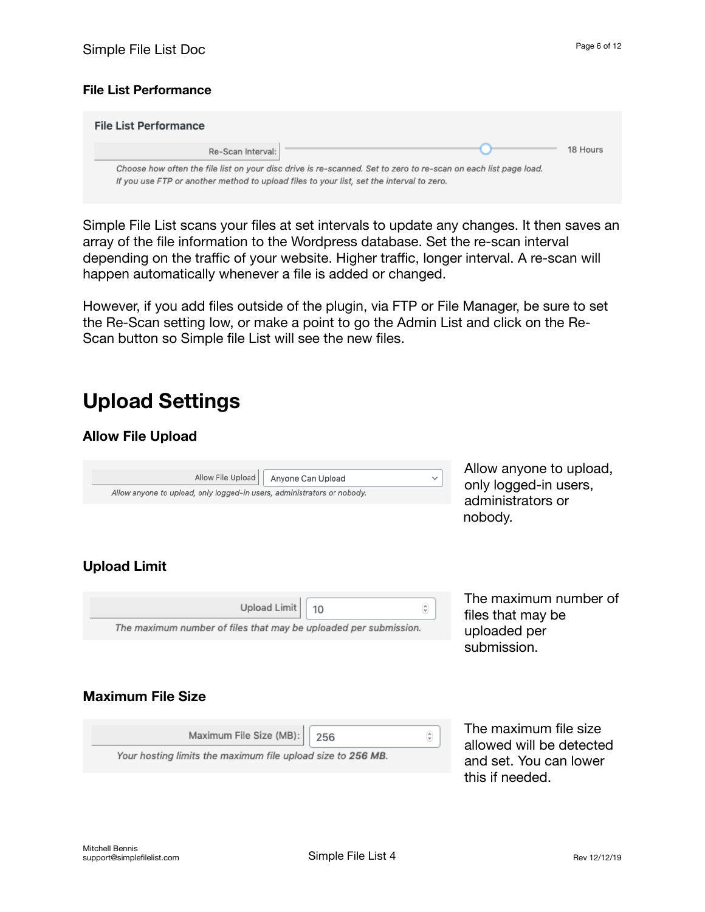### File List Performance

**File List Performance**

Re-Scan Interval: 18 Hours

*Choose how often the file list on your disc drive is re-scanned. Set to zero to re-scan on each list page load. If you use FTP or another method to upload files to your list, set the interval to zero.*

Simple File List scans your files at set intervals to update any changes. It then saves an array of the file information to the Wordpress database. Set the re-scan interval depending on the traffic of your website. Higher traffic, longer interval. A re-scan will happen automatically whenever a file is added or changed.

However, if you add files outside of the plugin, via FTP or File Manager, be sure to set the Re-Scan setting low, or make a point to go the Admin List and click on the Re-Scan button so Simple file List will see the new files.

## Upload Settings

### Allow File Upload

Allow File Upload: Anyone Can Upload

*Allow anyone to upload, only logged-in users, administrators or nobody.*

Allow anyone to upload, only logged-in users, administrators or nobody.

### Upload Limit

Upload Limit: 10

*The maximum number of files that may be uploaded per submission.*

The maximum number of files that may be uploaded per submission.

### Maximum File Size

Maximum File Size (MB): 256

*Your hosting limits the maximum file upload size to **256 MB**.*

The maximum file size allowed will be detected and set. You can lower this if needed.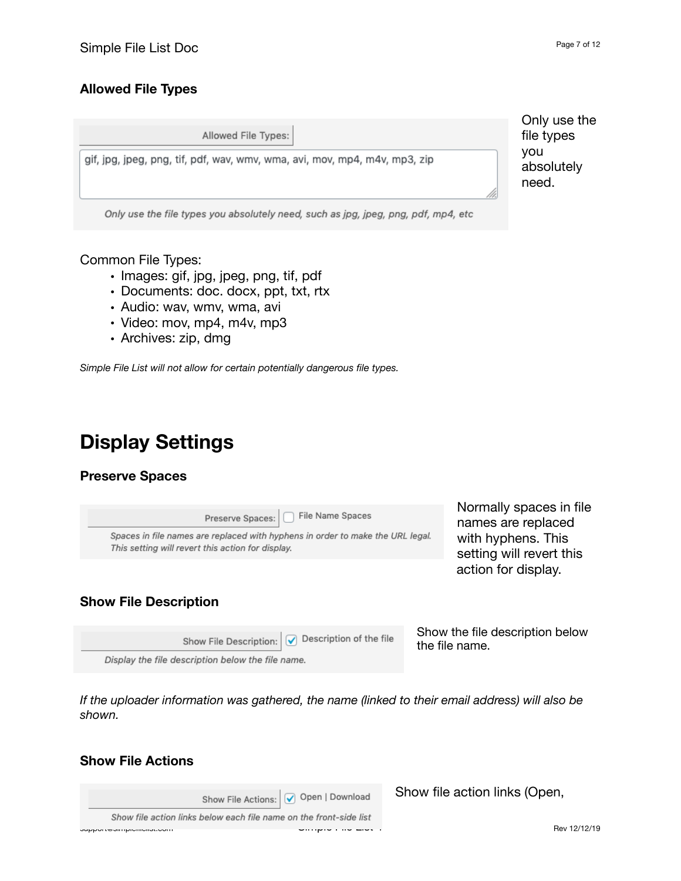### Allowed File Types

Allowed File Types:

gif, jpg, jpeg, png, tif, pdf, wav, wmv, wma, avi, mov, mp4, m4v, mp3, zip

*Only use the file types you absolutely need, such as jpg, jpeg, png, pdf, mp4, etc*

Only use the file types you absolutely need.

Common File Types:

- Images: gif, jpg, jpeg, png, tif, pdf
- Documents: doc. docx, ppt, txt, rtx
- Audio: wav, wmv, wma, avi
- Video: mov, mp4, m4v, mp3
- Archives: zip, dmg

*Simple File List will not allow for certain potentially dangerous file types.*

## Display Settings

### Preserve Spaces

Preserve Spaces: ☐ File Name Spaces

*Spaces in file names are replaced with hyphens in order to make the URL legal. This setting will revert this action for display.*

Normally spaces in file names are replaced with hyphens. This setting will revert this action for display.

### Show File Description

Show File Description: ☑ Description of the file

*Display the file description below the file name.*

Show the file description below the file name.

*If the uploader information was gathered, the name (linked to their email address) will also be shown.*

### Show File Actions

Show File Actions: ☑ Open | Download

*Show file action links below each file name on the front-side list*

Show file action links (Open,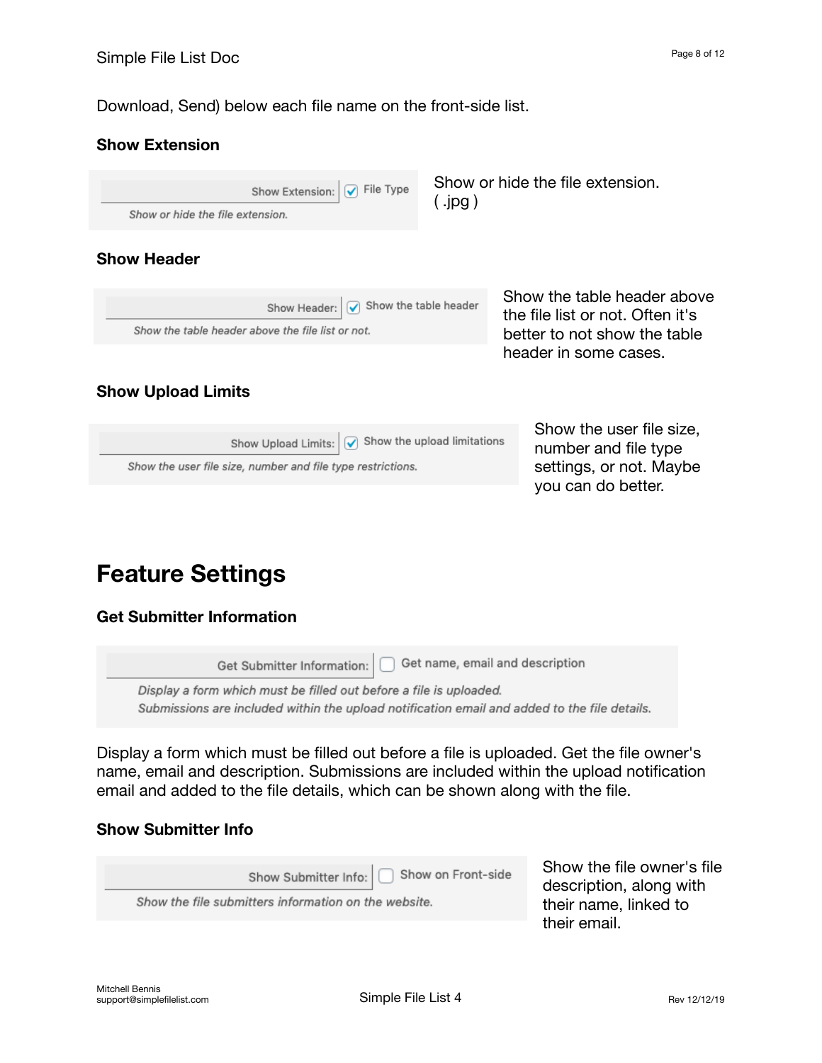Download, Send) below each file name on the front-side list.

### Show Extension

Show Extension: ☑ File Type

*Show or hide the file extension.*

Show or hide the file extension. ( .jpg )

### Show Header

Show Header: ☑ Show the table header

*Show the table header above the file list or not.*

Show the table header above the file list or not. Often it's better to not show the table header in some cases.

### Show Upload Limits

Show Upload Limits: ☑ Show the upload limitations

*Show the user file size, number and file type restrictions.*

Show the user file size, number and file type settings, or not. Maybe you can do better.

## Feature Settings

### Get Submitter Information

Get Submitter Information: ☐ Get name, email and description

*Display a form which must be filled out before a file is uploaded.*
*Submissions are included within the upload notification email and added to the file details.*

Display a form which must be filled out before a file is uploaded. Get the file owner's name, email and description. Submissions are included within the upload notification email and added to the file details, which can be shown along with the file.

### Show Submitter Info

Show Submitter Info: ☐ Show on Front-side

*Show the file submitters information on the website.*

Show the file owner's file description, along with their name, linked to their email.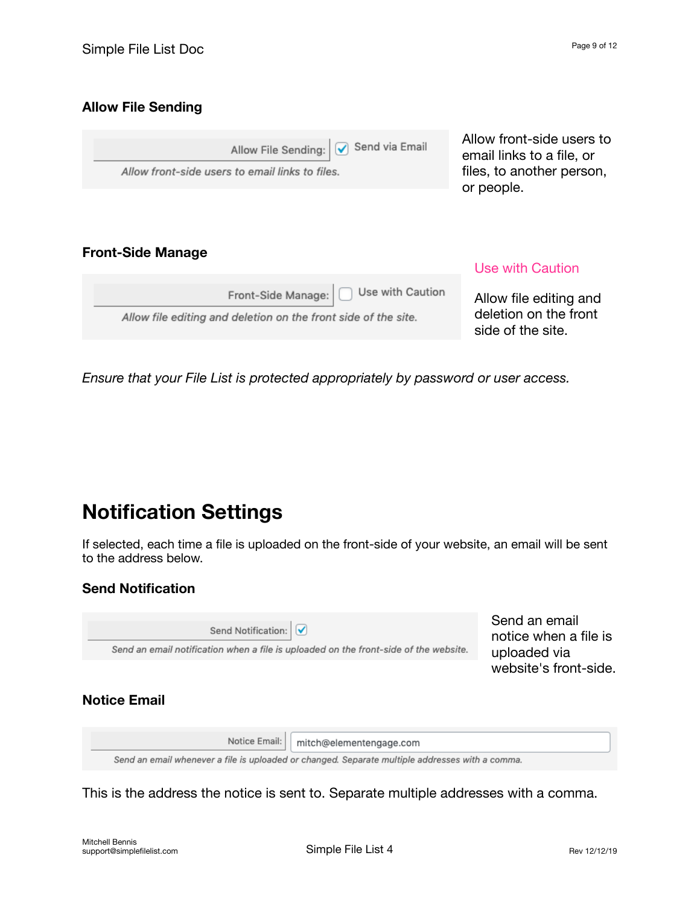### Allow File Sending

Allow File Sending: ☑ Send via Email

*Allow front-side users to email links to files.*

Allow front-side users to email links to a file, or files, to another person, or people.

### Front-Side Manage

Front-Side Manage: ☐ Use with Caution

*Allow file editing and deletion on the front side of the site.*

Use with Caution

Allow file editing and deletion on the front side of the site.

*Ensure that your File List is protected appropriately by password or user access.*

## Notification Settings

If selected, each time a file is uploaded on the front-side of your website, an email will be sent to the address below.

### Send Notification

Send Notification: ☑

*Send an email notification when a file is uploaded on the front-side of the website.*

Send an email notice when a file is uploaded via website's front-side.

### Notice Email

Notice Email: mitch@elementengage.com

*Send an email whenever a file is uploaded or changed. Separate multiple addresses with a comma.*

This is the address the notice is sent to. Separate multiple addresses with a comma.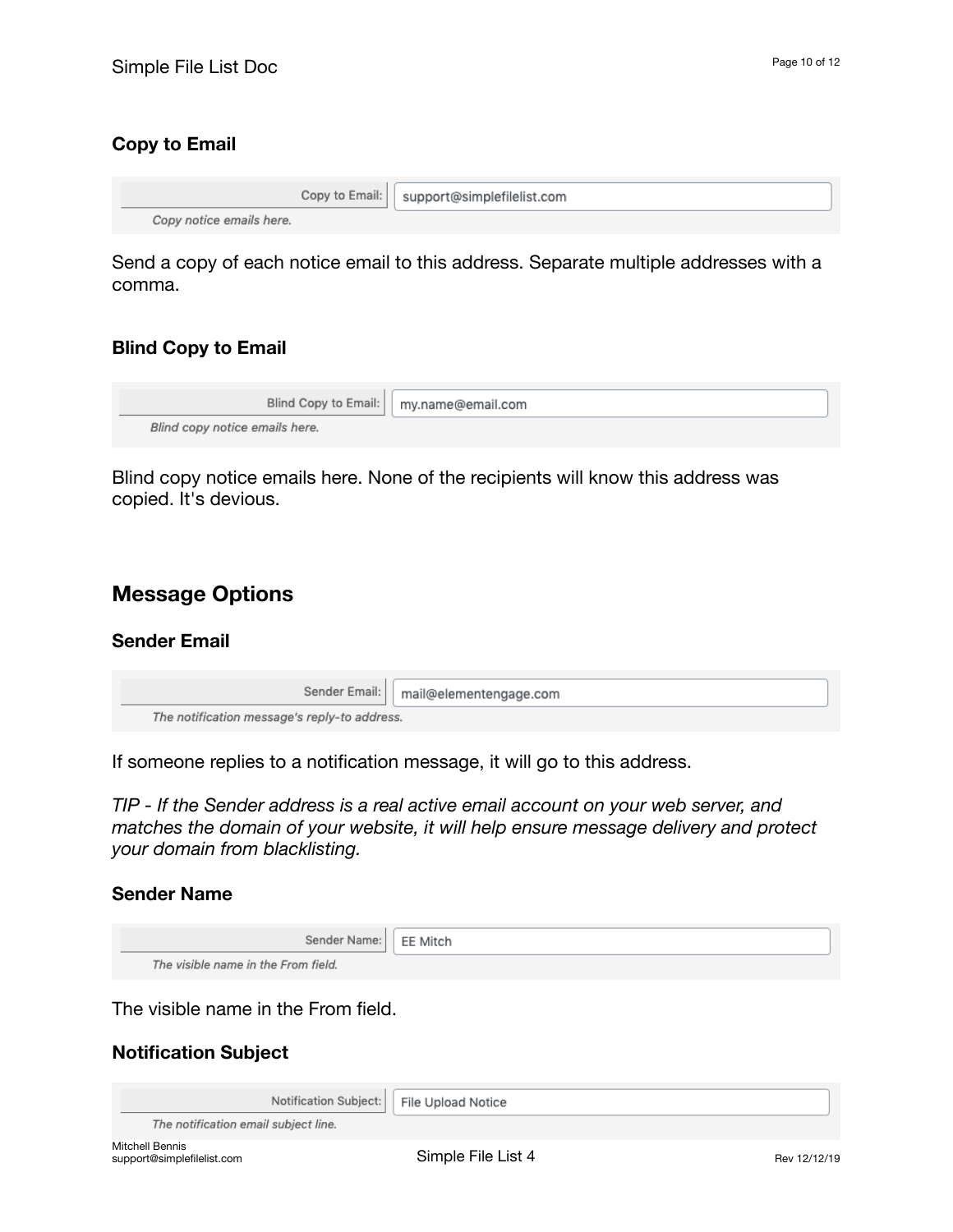### Copy to Email

Copy to Email: support@simplefilelist.com

*Copy notice emails here.*

Send a copy of each notice email to this address. Separate multiple addresses with a comma.

### Blind Copy to Email

Blind Copy to Email: my.name@email.com

*Blind copy notice emails here.*

Blind copy notice emails here. None of the recipients will know this address was copied. It's devious.

## Message Options

### Sender Email

Sender Email: mail@elementengage.com

*The notification message's reply-to address.*

If someone replies to a notification message, it will go to this address.

*TIP - If the Sender address is a real active email account on your web server, and matches the domain of your website, it will help ensure message delivery and protect your domain from blacklisting.*

### Sender Name

Sender Name: EE Mitch

*The visible name in the From field.*

The visible name in the From field.

### Notification Subject

Notification Subject: File Upload Notice

*The notification email subject line.*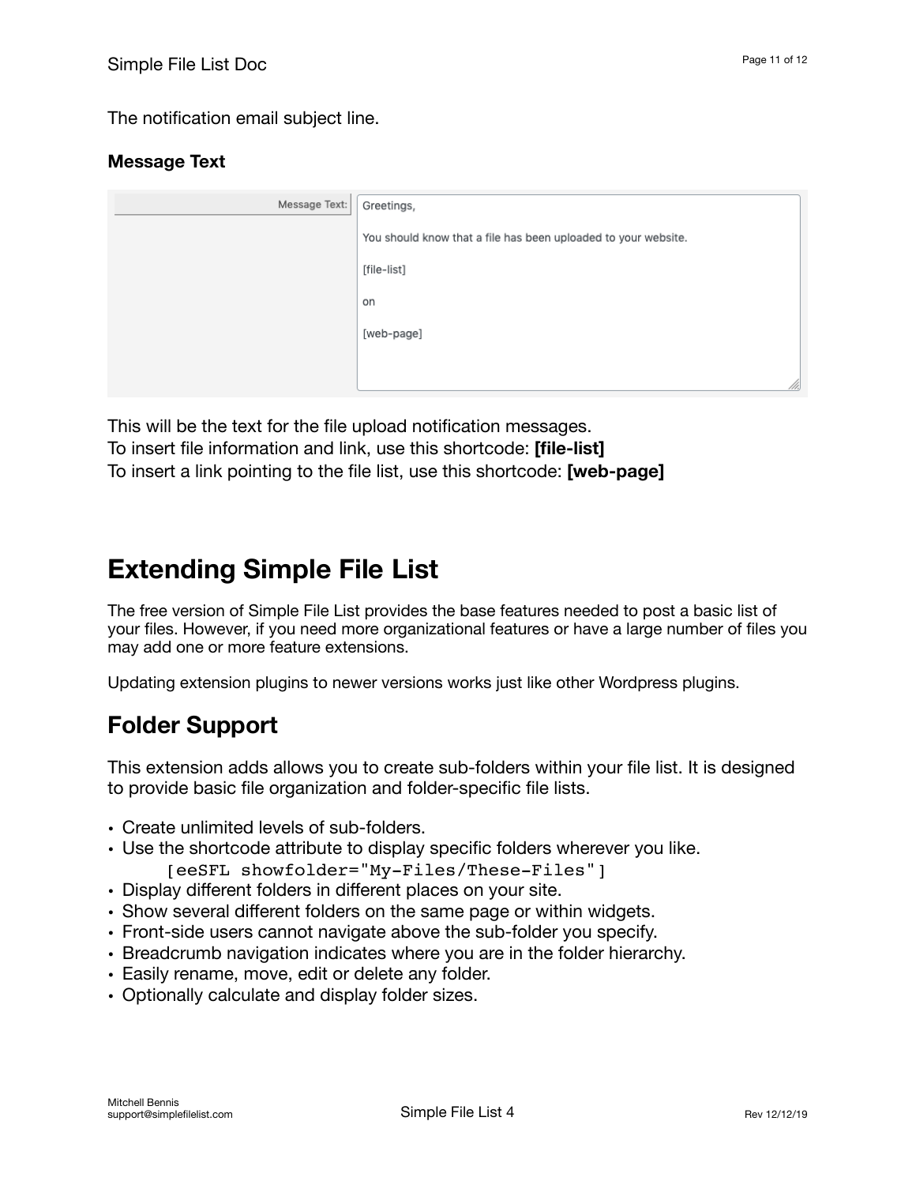The notification email subject line.

**Message Text**

Message Text:

```
Greetings,

You should know that a file has been uploaded to your website.

[file-list]

on

[web-page]
```

This will be the text for the file upload notification messages.
To insert file information and link, use this shortcode: **[file-list]**
To insert a link pointing to the file list, use this shortcode: **[web-page]**

# Extending Simple File List

The free version of Simple File List provides the base features needed to post a basic list of your files. However, if you need more organizational features or have a large number of files you may add one or more feature extensions.

Updating extension plugins to newer versions works just like other Wordpress plugins.

## Folder Support

This extension adds allows you to create sub-folders within your file list. It is designed to provide basic file organization and folder-specific file lists.

- Create unlimited levels of sub-folders.
- Use the shortcode attribute to display specific folders wherever you like.
  `[eeSFL showfolder="My-Files/These-Files"]`
- Display different folders in different places on your site.
- Show several different folders on the same page or within widgets.
- Front-side users cannot navigate above the sub-folder you specify.
- Breadcrumb navigation indicates where you are in the folder hierarchy.
- Easily rename, move, edit or delete any folder.
- Optionally calculate and display folder sizes.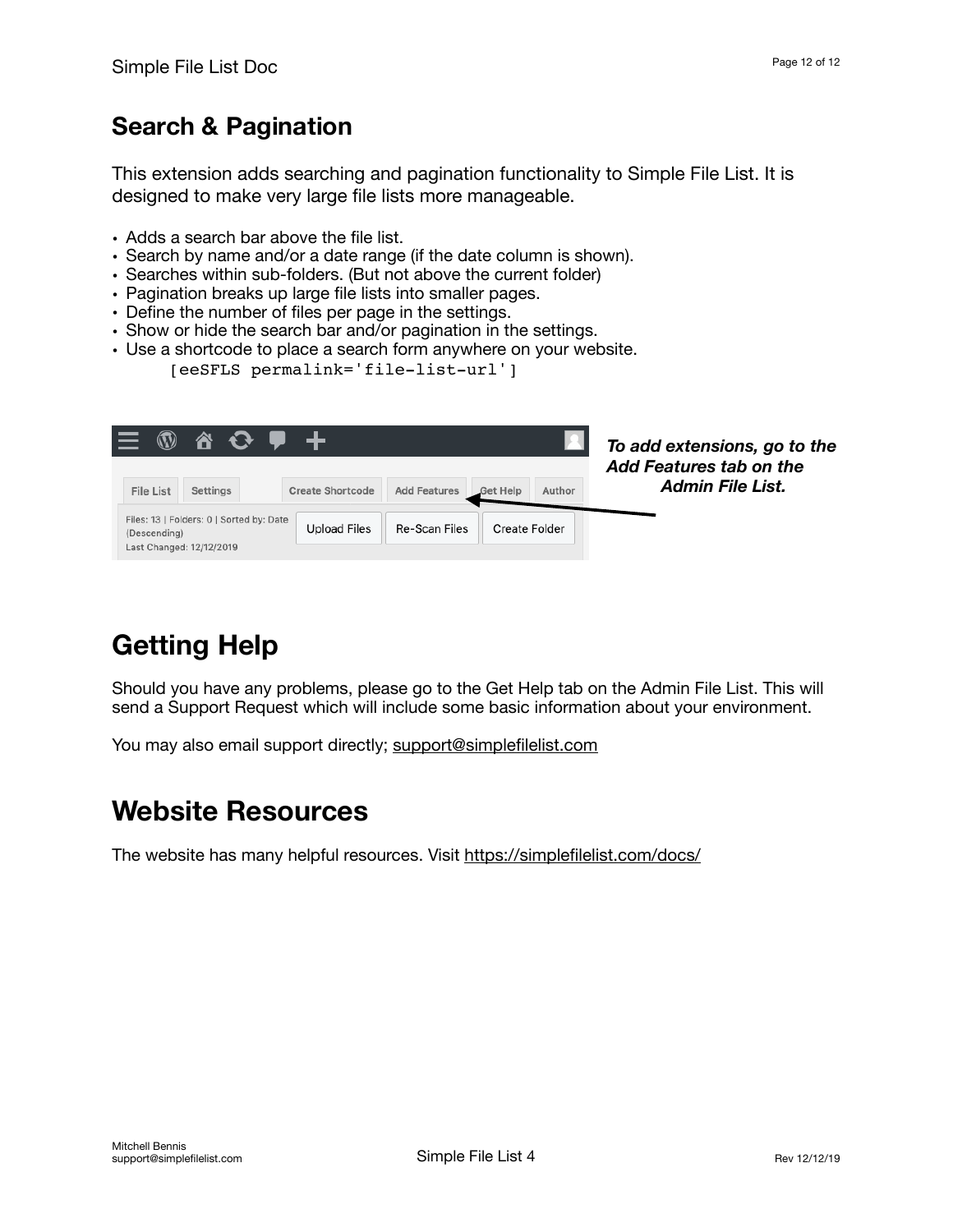## Search & Pagination

This extension adds searching and pagination functionality to Simple File List. It is designed to make very large file lists more manageable.

- Adds a search bar above the file list.
- Search by name and/or a date range (if the date column is shown).
- Searches within sub-folders. (But not above the current folder)
- Pagination breaks up large file lists into smaller pages.
- Define the number of files per page in the settings.
- Show or hide the search bar and/or pagination in the settings.
- Use a shortcode to place a search form anywhere on your website.

```
[eeSFLS permalink='file-list-url']
```

***To add extensions, go to the Add Features tab on the Admin File List.***

# Getting Help

Should you have any problems, please go to the Get Help tab on the Admin File List. This will send a Support Request which will include some basic information about your environment.

You may also email support directly; support@simplefilelist.com

# Website Resources

The website has many helpful resources. Visit https://simplefilelist.com/docs/